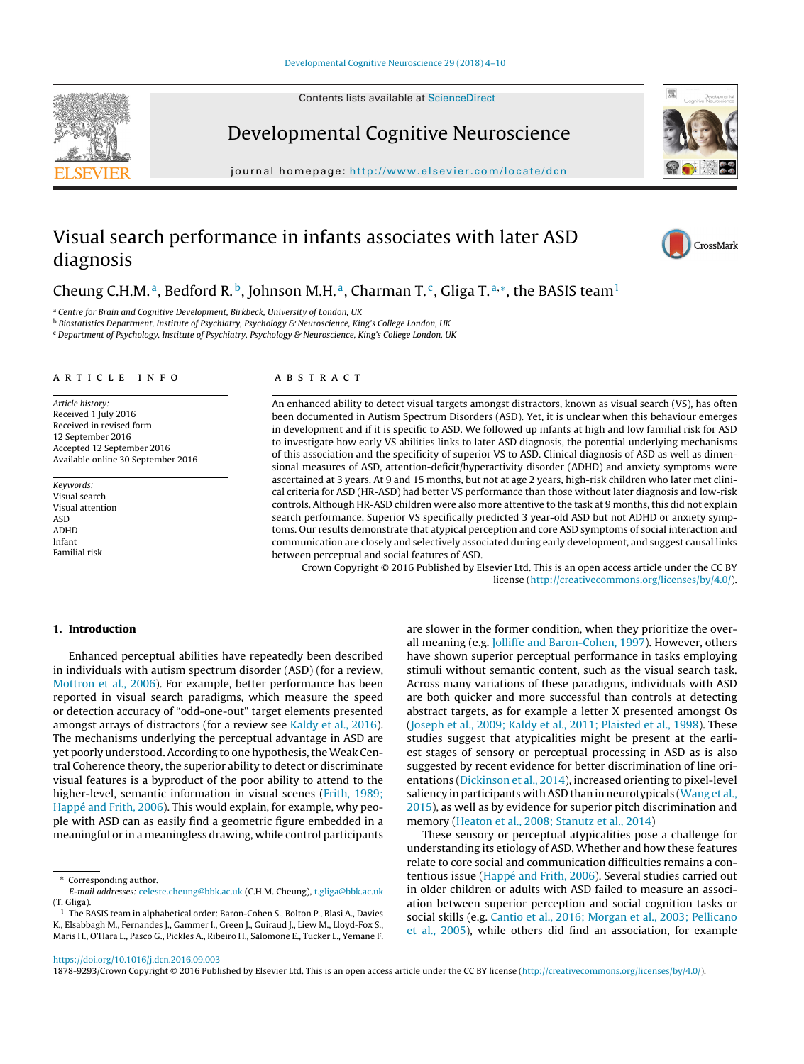# Visual search performance in infants associates with later ASD diagnosis

Cheung C.H.M.[a], Bedford R.[b], Johnson M.H.[a], Charman T.[c], Gliga T.[a,*], the BASIS team[1]

[a] Centre for Brain and Cognitive Development, Birkbeck, University of London, UK
[b] Biostatistics Department, Institute of Psychiatry, Psychology & Neuroscience, King's College London, UK
[c] Department of Psychology, Institute of Psychiatry, Psychology & Neuroscience, King's College London, UK

## ARTICLE INFO

*Article history:*
Received 1 July 2016
Received in revised form
12 September 2016
Accepted 12 September 2016
Available online 30 September 2016

*Keywords:*
Visual search
Visual attention
ASD
ADHD
Infant
Familial risk

## ABSTRACT

An enhanced ability to detect visual targets amongst distractors, known as visual search (VS), has often been documented in Autism Spectrum Disorders (ASD). Yet, it is unclear when this behaviour emerges in development and if it is specific to ASD. We followed up infants at high and low familial risk for ASD to investigate how early VS abilities links to later ASD diagnosis, the potential underlying mechanisms of this association and the specificity of superior VS to ASD. Clinical diagnosis of ASD as well as dimensional measures of ASD, attention-deficit/hyperactivity disorder (ADHD) and anxiety symptoms were ascertained at 3 years. At 9 and 15 months, but not at age 2 years, high-risk children who later met clinical criteria for ASD (HR-ASD) had better VS performance than those without later diagnosis and low-risk controls. Although HR-ASD children were also more attentive to the task at 9 months, this did not explain search performance. Superior VS specifically predicted 3 year-old ASD but not ADHD or anxiety symptoms. Our results demonstrate that atypical perception and core ASD symptoms of social interaction and communication are closely and selectively associated during early development, and suggest causal links between perceptual and social features of ASD.

Crown Copyright © 2016 Published by Elsevier Ltd. This is an open access article under the CC BY license (http://creativecommons.org/licenses/by/4.0/).

## 1. Introduction

Enhanced perceptual abilities have repeatedly been described in individuals with autism spectrum disorder (ASD) (for a review, Mottron et al., 2006). For example, better performance has been reported in visual search paradigms, which measure the speed or detection accuracy of "odd-one-out" target elements presented amongst arrays of distractors (for a review see Kaldy et al., 2016). The mechanisms underlying the perceptual advantage in ASD are yet poorly understood. According to one hypothesis, the Weak Central Coherence theory, the superior ability to detect or discriminate visual features is a byproduct of the poor ability to attend to the higher-level, semantic information in visual scenes (Frith, 1989; Happé and Frith, 2006). This would explain, for example, why people with ASD can as easily find a geometric figure embedded in a meaningful or in a meaningless drawing, while control participants are slower in the former condition, when they prioritize the overall meaning (e.g. Jolliffe and Baron-Cohen, 1997). However, others have shown superior perceptual performance in tasks employing stimuli without semantic content, such as the visual search task. Across many variations of these paradigms, individuals with ASD are both quicker and more successful than controls at detecting abstract targets, as for example a letter X presented amongst Os (Joseph et al., 2009; Kaldy et al., 2011; Plaisted et al., 1998). These studies suggest that atypicalities might be present at the earliest stages of sensory or perceptual processing in ASD as is also suggested by recent evidence for better discrimination of line orientations (Dickinson et al., 2014), increased orienting to pixel-level saliency in participants with ASD than in neurotypicals (Wang et al., 2015), as well as by evidence for superior pitch discrimination and memory (Heaton et al., 2008; Stanutz et al., 2014)

These sensory or perceptual atypicalities pose a challenge for understanding its etiology of ASD. Whether and how these features relate to core social and communication difficulties remains a contentious issue (Happé and Frith, 2006). Several studies carried out in older children or adults with ASD failed to measure an association between superior perception and social cognition tasks or social skills (e.g. Cantio et al., 2016; Morgan et al., 2003; Pellicano et al., 2005), while others did find an association, for example

---

\* Corresponding author.
*E-mail addresses:* celeste.cheung@bbk.ac.uk (C.H.M. Cheung), t.gliga@bbk.ac.uk (T. Gliga).

[1] The BASIS team in alphabetical order: Baron-Cohen S., Bolton P., Blasi A., Davies K., Elsabbagh M., Fernandes J., Gammer I., Green J., Guiraud J., Liew M., Lloyd-Fox S., Maris H., O'Hara L., Pasco G., Pickles A., Ribeiro H., Salomone E., Tucker L., Yemane F.

https://doi.org/10.1016/j.dcn.2016.09.003
1878-9293/Crown Copyright © 2016 Published by Elsevier Ltd. This is an open access article under the CC BY license (http://creativecommons.org/licenses/by/4.0/).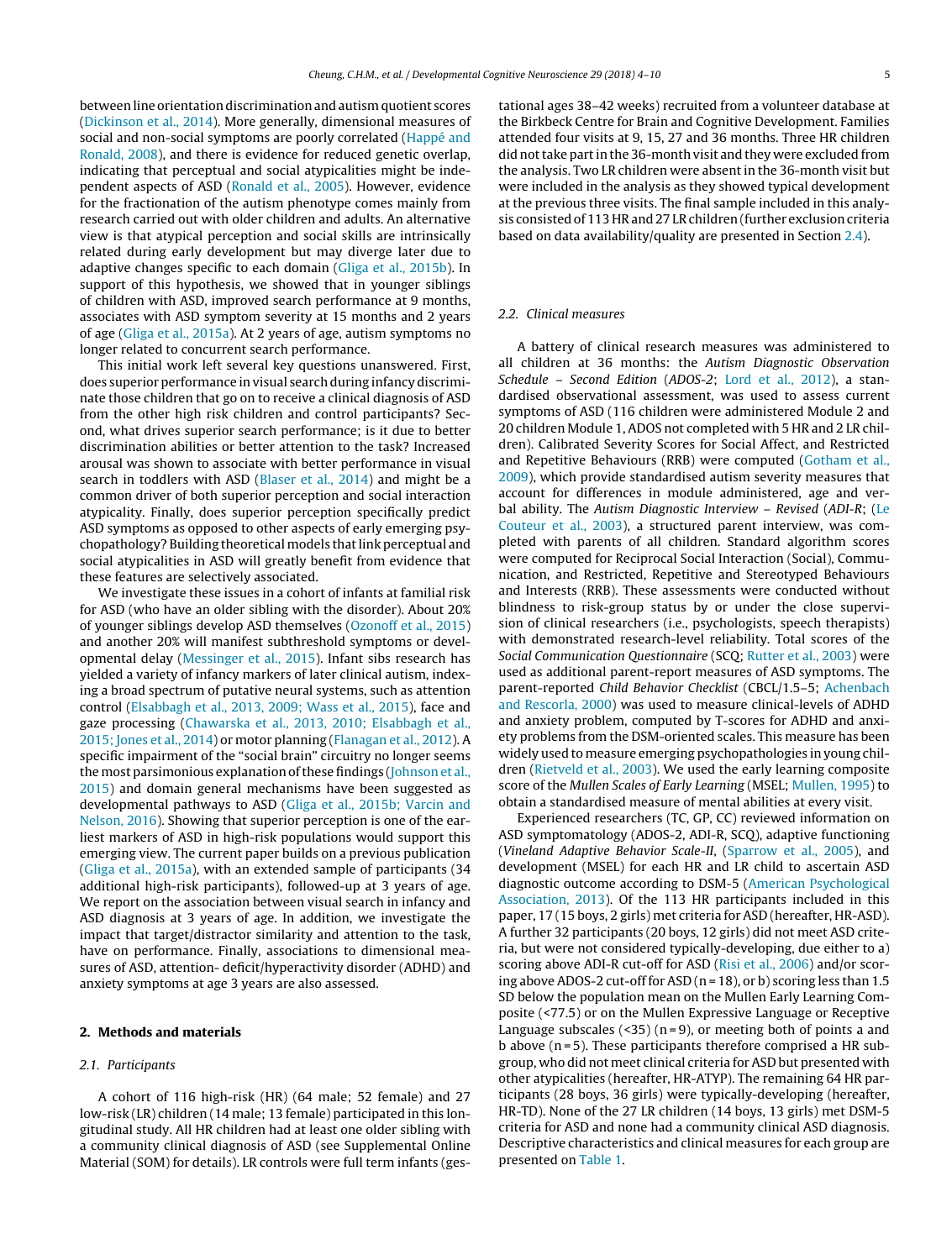between line orientation discrimination and autism quotient scores (Dickinson et al., 2014). More generally, dimensional measures of social and non-social symptoms are poorly correlated (Happé and Ronald, 2008), and there is evidence for reduced genetic overlap, indicating that perceptual and social atypicalities might be independent aspects of ASD (Ronald et al., 2005). However, evidence for the fractionation of the autism phenotype comes mainly from research carried out with older children and adults. An alternative view is that atypical perception and social skills are intrinsically related during early development but may diverge later due to adaptive changes specific to each domain (Gliga et al., 2015b). In support of this hypothesis, we showed that in younger siblings of children with ASD, improved search performance at 9 months, associates with ASD symptom severity at 15 months and 2 years of age (Gliga et al., 2015a). At 2 years of age, autism symptoms no longer related to concurrent search performance.

This initial work left several key questions unanswered. First, does superior performance in visual search during infancy discriminate those children that go on to receive a clinical diagnosis of ASD from the other high risk children and control participants? Second, what drives superior search performance; is it due to better discrimination abilities or better attention to the task? Increased arousal was shown to associate with better performance in visual search in toddlers with ASD (Blaser et al., 2014) and might be a common driver of both superior perception and social interaction atypicality. Finally, does superior perception specifically predict ASD symptoms as opposed to other aspects of early emerging psychopathology? Building theoretical models that link perceptual and social atypicalities in ASD will greatly benefit from evidence that these features are selectively associated.

We investigate these issues in a cohort of infants at familial risk for ASD (who have an older sibling with the disorder). About 20% of younger siblings develop ASD themselves (Ozonoff et al., 2015) and another 20% will manifest subthreshold symptoms or developmental delay (Messinger et al., 2015). Infant sibs research has yielded a variety of infancy markers of later clinical autism, indexing a broad spectrum of putative neural systems, such as attention control (Elsabbagh et al., 2013, 2009; Wass et al., 2015), face and gaze processing (Chawarska et al., 2013, 2010; Elsabbagh et al., 2015; Jones et al., 2014) or motor planning (Flanagan et al., 2012). A specific impairment of the "social brain" circuitry no longer seems the most parsimonious explanation of these findings (Johnson et al., 2015) and domain general mechanisms have been suggested as developmental pathways to ASD (Gliga et al., 2015b; Varcin and Nelson, 2016). Showing that superior perception is one of the earliest markers of ASD in high-risk populations would support this emerging view. The current paper builds on a previous publication (Gliga et al., 2015a), with an extended sample of participants (34 additional high-risk participants), followed-up at 3 years of age. We report on the association between visual search in infancy and ASD diagnosis at 3 years of age. In addition, we investigate the impact that target/distractor similarity and attention to the task, have on performance. Finally, associations to dimensional measures of ASD, attention- deficit/hyperactivity disorder (ADHD) and anxiety symptoms at age 3 years are also assessed.

## 2. Methods and materials

### 2.1. Participants

A cohort of 116 high-risk (HR) (64 male; 52 female) and 27 low-risk (LR) children (14 male; 13 female) participated in this longitudinal study. All HR children had at least one older sibling with a community clinical diagnosis of ASD (see Supplemental Online Material (SOM) for details). LR controls were full term infants (gestational ages 38–42 weeks) recruited from a volunteer database at the Birkbeck Centre for Brain and Cognitive Development. Families attended four visits at 9, 15, 27 and 36 months. Three HR children did not take part in the 36-month visit and they were excluded from the analysis. Two LR children were absent in the 36-month visit but were included in the analysis as they showed typical development at the previous three visits. The final sample included in this analysis consisted of 113 HR and 27 LR children (further exclusion criteria based on data availability/quality are presented in Section 2.4).

### 2.2. Clinical measures

A battery of clinical research measures was administered to all children at 36 months: the *Autism Diagnostic Observation Schedule – Second Edition* (*ADOS-2*; Lord et al., 2012), a standardised observational assessment, was used to assess current symptoms of ASD (116 children were administered Module 2 and 20 children Module 1, ADOS not completed with 5 HR and 2 LR children). Calibrated Severity Scores for Social Affect, and Restricted and Repetitive Behaviours (RRB) were computed (Gotham et al., 2009), which provide standardised autism severity measures that account for differences in module administered, age and verbal ability. The *Autism Diagnostic Interview – Revised* (*ADI-R*; (Le Couteur et al., 2003), a structured parent interview, was completed with parents of all children. Standard algorithm scores were computed for Reciprocal Social Interaction (Social), Communication, and Restricted, Repetitive and Stereotyped Behaviours and Interests (RRB). These assessments were conducted without blindness to risk-group status by or under the close supervision of clinical researchers (i.e., psychologists, speech therapists) with demonstrated research-level reliability. Total scores of the *Social Communication Questionnaire* (SCQ; Rutter et al., 2003) were used as additional parent-report measures of ASD symptoms. The parent-reported *Child Behavior Checklist* (CBCL/1.5–5; Achenbach and Rescorla, 2000) was used to measure clinical-levels of ADHD and anxiety problem, computed by T-scores for ADHD and anxiety problems from the DSM-oriented scales. This measure has been widely used to measure emerging psychopathologies in young children (Rietveld et al., 2003). We used the early learning composite score of the *Mullen Scales of Early Learning* (MSEL; Mullen, 1995) to obtain a standardised measure of mental abilities at every visit.

Experienced researchers (TC, GP, CC) reviewed information on ASD symptomatology (ADOS-2, ADI-R, SCQ), adaptive functioning (*Vineland Adaptive Behavior Scale-II*, (Sparrow et al., 2005), and development (MSEL) for each HR and LR child to ascertain ASD diagnostic outcome according to DSM-5 (American Psychological Association, 2013). Of the 113 HR participants included in this paper, 17 (15 boys, 2 girls) met criteria for ASD (hereafter, HR-ASD). A further 32 participants (20 boys, 12 girls) did not meet ASD criteria, but were not considered typically-developing, due either to a) scoring above ADI-R cut-off for ASD (Risi et al., 2006) and/or scoring above ADOS-2 cut-off for ASD (n = 18), or b) scoring less than 1.5 SD below the population mean on the Mullen Early Learning Composite (<77.5) or on the Mullen Expressive Language or Receptive Language subscales (<35) (n = 9), or meeting both of points a and b above (n = 5). These participants therefore comprised a HR subgroup, who did not meet clinical criteria for ASD but presented with other atypicalities (hereafter, HR-ATYP). The remaining 64 HR participants (28 boys, 36 girls) were typically-developing (hereafter, HR-TD). None of the 27 LR children (14 boys, 13 girls) met DSM-5 criteria for ASD and none had a community clinical ASD diagnosis. Descriptive characteristics and clinical measures for each group are presented on Table 1.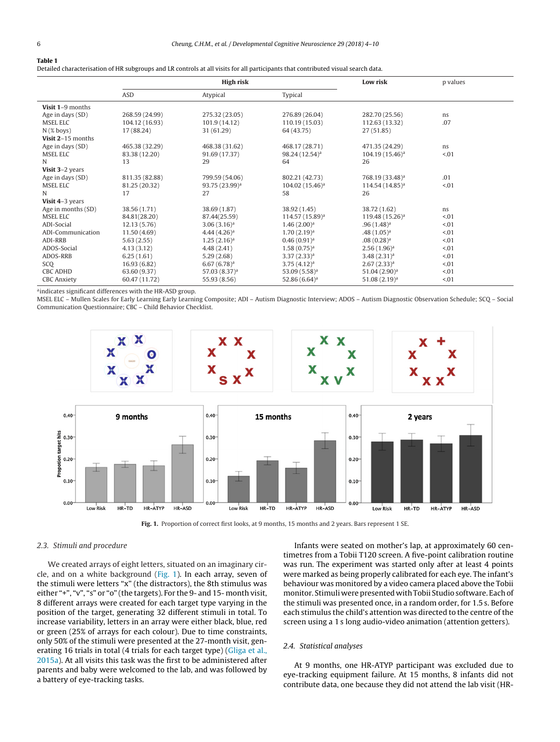**Table 1**
Detailed characterisation of HR subgroups and LR controls at all visits for all participants that contributed visual search data.

| | High risk | | | Low risk | p values |
|---|---|---|---|---|---|
| | ASD | Atypical | Typical | | |
| **Visit 1**–9 months | | | | | |
| Age in days (SD) | 268.59 (24.99) | 275.32 (23.05) | 276.89 (26.04) | 282.70 (25.56) | ns |
| MSEL ELC | 104.12 (16.93) | 101.9 (14.12) | 110.19 (15.03) | 112.63 (13.32) | .07 |
| N (% boys) | 17 (88.24) | 31 (61.29) | 64 (43.75) | 27 (51.85) | |
| **Visit 2**–15 months | | | | | |
| Age in days (SD) | 465.38 (32.29) | 468.38 (31.62) | 468.17 (28.71) | 471.35 (24.29) | ns |
| MSEL ELC | 83.38 (12.20) | 91.69 (17.37) | 98.24 (12.54)[a] | 104.19 (15.46)[a] | <.01 |
| N | 13 | 29 | 64 | 26 | |
| **Visit 3**–2 years | | | | | |
| Age in days (SD) | 811.35 (82.88) | 799.59 (54.06) | 802.21 (42.73) | 768.19 (33.48)[a] | .01 |
| MSEL ELC | 81.25 (20.32) | 93.75 (23.99)[a] | 104.02 (15.46)[a] | 114.54 (14.85)[a] | <.01 |
| N | 17 | 27 | 58 | 26 | |
| **Visit 4**–3 years | | | | | |
| Age in months (SD) | 38.56 (1.71) | 38.69 (1.87) | 38.92 (1.45) | 38.72 (1.62) | ns |
| MSEL ELC | 84.81(28.20) | 87.44(25.59) | 114.57 (15.89)[a] | 119.48 (15.26)[a] | <.01 |
| ADI-Social | 12.13 (5.76) | 3.06 (3.16)[a] | 1.46 (2.00)[a] | .96 (1.48)[a] | <.01 |
| ADI-Communication | 11.50 (4.69) | 4.44 (4.26)[a] | 1.70 (2.19)[a] | .48 (1.05)[a] | <.01 |
| ADI-RRB | 5.63 (2.55) | 1.25 (2.16)[a] | 0.46 (0.91)[a] | .08 (0.28)[a] | <.01 |
| ADOS-Social | 4.13 (3.12) | 4.48 (2.41) | 1.58 (0.75)[a] | 2.56 (1.96)[a] | <.01 |
| ADOS-RRB | 6.25 (1.61) | 5.29 (2.68) | 3.37 (2.33)[a] | 3.48 (2.31)[a] | <.01 |
| SCQ | 16.93 (6.82) | 6.67 (6.78)[a] | 3.75 (4.12)[a] | 2.67 (2.33)[a] | <.01 |
| CBC ADHD | 63.60 (9.37) | 57.03 (8.37)[a] | 53.09 (5.58)[a] | 51.04 (2.90)[a] | <.01 |
| CBC Anxiety | 60.47 (11.72) | 55.93 (8.56) | 52.86 (6.64)[a] | 51.08 (2.19)[a] | <.01 |

[a]indicates significant differences with the HR-ASD group.
MSEL ELC – Mullen Scales for Early Learning Early Learning Composite; ADI – Autism Diagnostic Interview; ADOS – Autism Diagnostic Observation Schedule; SCQ – Social Communication Questionnaire; CBC – Child Behavior Checklist.

**Fig. 1.** Proportion of correct first looks, at 9 months, 15 months and 2 years. Bars represent 1 SE.

### 2.3. Stimuli and procedure

We created arrays of eight letters, situated on an imaginary circle, and on a white background (Fig. 1). In each array, seven of the stimuli were letters "x" (the distractors), the 8th stimulus was either "+", "v", "s" or "o" (the targets). For the 9- and 15- month visit, 8 different arrays were created for each target type varying in the position of the target, generating 32 different stimuli in total. To increase variability, letters in an array were either black, blue, red or green (25% of arrays for each colour). Due to time constraints, only 50% of the stimuli were presented at the 27-month visit, generating 16 trials in total (4 trials for each target type) (Gliga et al., 2015a). At all visits this task was the first to be administered after parents and baby were welcomed to the lab, and was followed by a battery of eye-tracking tasks.

Infants were seated on mother's lap, at approximately 60 centimetres from a Tobii T120 screen. A five-point calibration routine was run. The experiment was started only after at least 4 points were marked as being properly calibrated for each eye. The infant's behaviour was monitored by a video camera placed above the Tobii monitor. Stimuli were presented with Tobii Studio software. Each of the stimuli was presented once, in a random order, for 1.5 s. Before each stimulus the child's attention was directed to the centre of the screen using a 1 s long audio-video animation (attention getters).

### 2.4. Statistical analyses

At 9 months, one HR-ATYP participant was excluded due to eye-tracking equipment failure. At 15 months, 8 infants did not contribute data, one because they did not attend the lab visit (HR-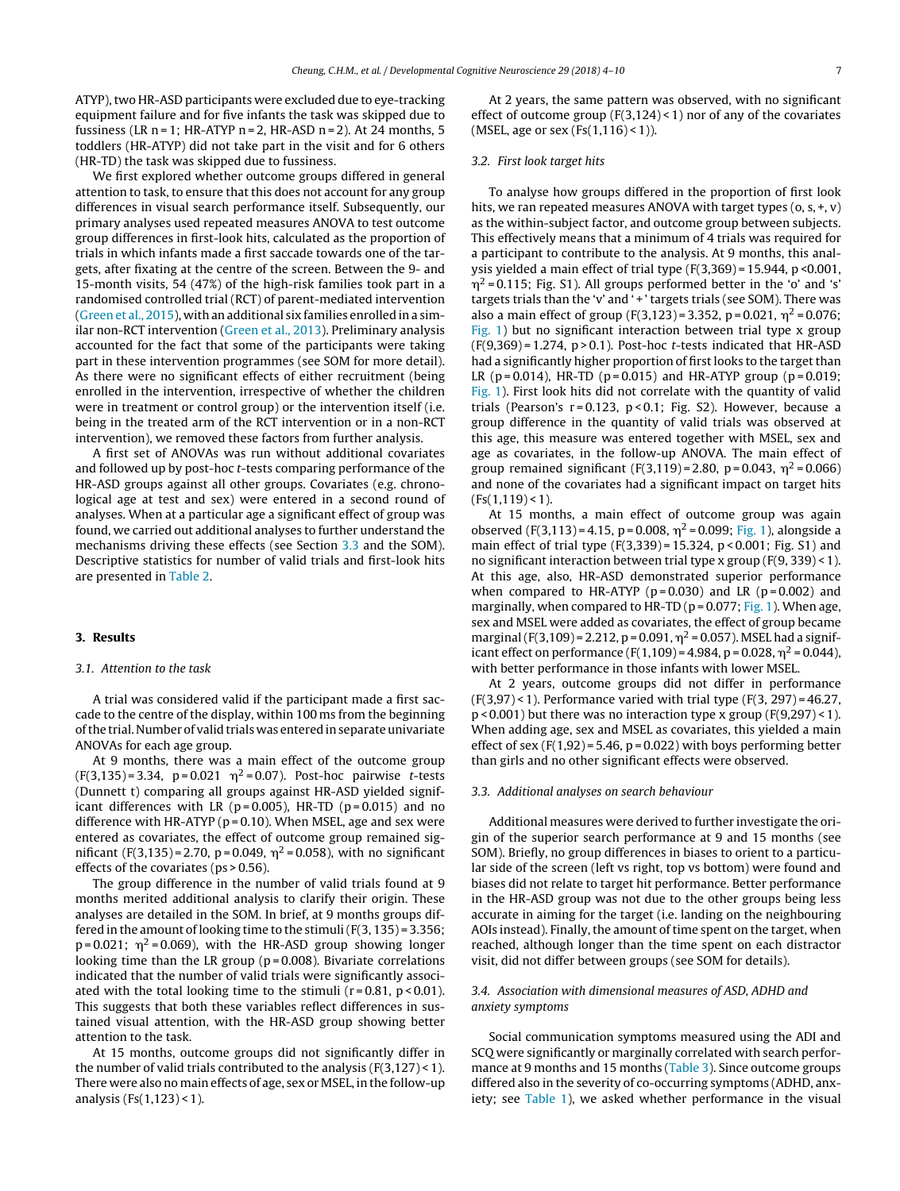ATYP), two HR-ASD participants were excluded due to eye-tracking equipment failure and for five infants the task was skipped due to fussiness (LR n = 1; HR-ATYP n = 2, HR-ASD n = 2). At 24 months, 5 toddlers (HR-ATYP) did not take part in the visit and for 6 others (HR-TD) the task was skipped due to fussiness.

We first explored whether outcome groups differed in general attention to task, to ensure that this does not account for any group differences in visual search performance itself. Subsequently, our primary analyses used repeated measures ANOVA to test outcome group differences in first-look hits, calculated as the proportion of trials in which infants made a first saccade towards one of the targets, after fixating at the centre of the screen. Between the 9- and 15-month visits, 54 (47%) of the high-risk families took part in a randomised controlled trial (RCT) of parent-mediated intervention (Green et al., 2015), with an additional six families enrolled in a similar non-RCT intervention (Green et al., 2013). Preliminary analysis accounted for the fact that some of the participants were taking part in these intervention programmes (see SOM for more detail). As there were no significant effects of either recruitment (being enrolled in the intervention, irrespective of whether the children were in treatment or control group) or the intervention itself (i.e. being in the treated arm of the RCT intervention or in a non-RCT intervention), we removed these factors from further analysis.

A first set of ANOVAs was run without additional covariates and followed up by post-hoc *t*-tests comparing performance of the HR-ASD groups against all other groups. Covariates (e.g. chronological age at test and sex) were entered in a second round of analyses. When at a particular age a significant effect of group was found, we carried out additional analyses to further understand the mechanisms driving these effects (see Section 3.3 and the SOM). Descriptive statistics for number of valid trials and first-look hits are presented in Table 2.

## 3. Results

### 3.1. Attention to the task

A trial was considered valid if the participant made a first saccade to the centre of the display, within 100 ms from the beginning of the trial. Number of valid trials was entered in separate univariate ANOVAs for each age group.

At 9 months, there was a main effect of the outcome group ($F(3,135) = 3.34$, $p = 0.021$ $\eta^2 = 0.07$). Post-hoc pairwise *t*-tests (Dunnett t) comparing all groups against HR-ASD yielded significant differences with LR ($p = 0.005$), HR-TD ($p = 0.015$) and no difference with HR-ATYP ($p = 0.10$). When MSEL, age and sex were entered as covariates, the effect of outcome group remained significant ($F(3,135) = 2.70$, $p = 0.049$, $\eta^2 = 0.058$), with no significant effects of the covariates (ps > 0.56).

The group difference in the number of valid trials found at 9 months merited additional analysis to clarify their origin. These analyses are detailed in the SOM. In brief, at 9 months groups differed in the amount of looking time to the stimuli ($F(3, 135) = 3.356$; $p = 0.021$; $\eta^2 = 0.069$), with the HR-ASD group showing longer looking time than the LR group ($p = 0.008$). Bivariate correlations indicated that the number of valid trials were significantly associated with the total looking time to the stimuli ($r = 0.81$, $p < 0.01$). This suggests that both these variables reflect differences in sustained visual attention, with the HR-ASD group showing better attention to the task.

At 15 months, outcome groups did not significantly differ in the number of valid trials contributed to the analysis ($F(3,127) < 1$). There were also no main effects of age, sex or MSEL, in the follow-up analysis ($Fs(1,123) < 1$).

At 2 years, the same pattern was observed, with no significant effect of outcome group ($F(3,124) < 1$) nor of any of the covariates (MSEL, age or sex ($Fs(1,116) < 1$)).

### 3.2. First look target hits

To analyse how groups differed in the proportion of first look hits, we ran repeated measures ANOVA with target types (o, s, +, v) as the within-subject factor, and outcome group between subjects. This effectively means that a minimum of 4 trials was required for a participant to contribute to the analysis. At 9 months, this analysis yielded a main effect of trial type ($F(3,369) = 15.944$, $p < 0.001$, $\eta^2 = 0.115$; Fig. S1). All groups performed better in the 'o' and 's' targets trials than the 'v' and '+' targets trials (see SOM). There was also a main effect of group ($F(3,123) = 3.352$, $p = 0.021$, $\eta^2 = 0.076$; Fig. 1) but no significant interaction between trial type x group ($F(9,369) = 1.274$, $p > 0.1$). Post-hoc *t*-tests indicated that HR-ASD had a significantly higher proportion of first looks to the target than LR ($p = 0.014$), HR-TD ($p = 0.015$) and HR-ATYP group ($p = 0.019$; Fig. 1). First look hits did not correlate with the quantity of valid trials (Pearson's $r = 0.123$, $p < 0.1$; Fig. S2). However, because a group difference in the quantity of valid trials was observed at this age, this measure was entered together with MSEL, sex and age as covariates, in the follow-up ANOVA. The main effect of group remained significant ($F(3,119) = 2.80$, $p = 0.043$, $\eta^2 = 0.066$) and none of the covariates had a significant impact on target hits ($Fs(1,119) < 1$).

At 15 months, a main effect of outcome group was again observed ($F(3,113) = 4.15$, $p = 0.008$, $\eta^2 = 0.099$; Fig. 1), alongside a main effect of trial type ($F(3,339) = 15.324$, $p < 0.001$; Fig. S1) and no significant interaction between trial type x group ($F(9, 339) < 1$). At this age, also, HR-ASD demonstrated superior performance when compared to HR-ATYP ($p = 0.030$) and LR ($p = 0.002$) and marginally, when compared to HR-TD ($p = 0.077$; Fig. 1). When age, sex and MSEL were added as covariates, the effect of group became marginal ($F(3,109) = 2.212$, $p = 0.091$, $\eta^2 = 0.057$). MSEL had a significant effect on performance ($F(1,109) = 4.984$, $p = 0.028$, $\eta^2 = 0.044$), with better performance in those infants with lower MSEL.

At 2 years, outcome groups did not differ in performance ($F(3,97) < 1$). Performance varied with trial type ($F(3, 297) = 46.27$, $p < 0.001$) but there was no interaction type x group ($F(9,297) < 1$). When adding age, sex and MSEL as covariates, this yielded a main effect of sex ($F(1,92) = 5.46$, $p = 0.022$) with boys performing better than girls and no other significant effects were observed.

### 3.3. Additional analyses on search behaviour

Additional measures were derived to further investigate the origin of the superior search performance at 9 and 15 months (see SOM). Briefly, no group differences in biases to orient to a particular side of the screen (left vs right, top vs bottom) were found and biases did not relate to target hit performance. Better performance in the HR-ASD group was not due to the other groups being less accurate in aiming for the target (i.e. landing on the neighbouring AOIs instead). Finally, the amount of time spent on the target, when reached, although longer than the time spent on each distractor visit, did not differ between groups (see SOM for details).

### 3.4. Association with dimensional measures of ASD, ADHD and anxiety symptoms

Social communication symptoms measured using the ADI and SCQ were significantly or marginally correlated with search performance at 9 months and 15 months (Table 3). Since outcome groups differed also in the severity of co-occurring symptoms (ADHD, anxiety; see Table 1), we asked whether performance in the visual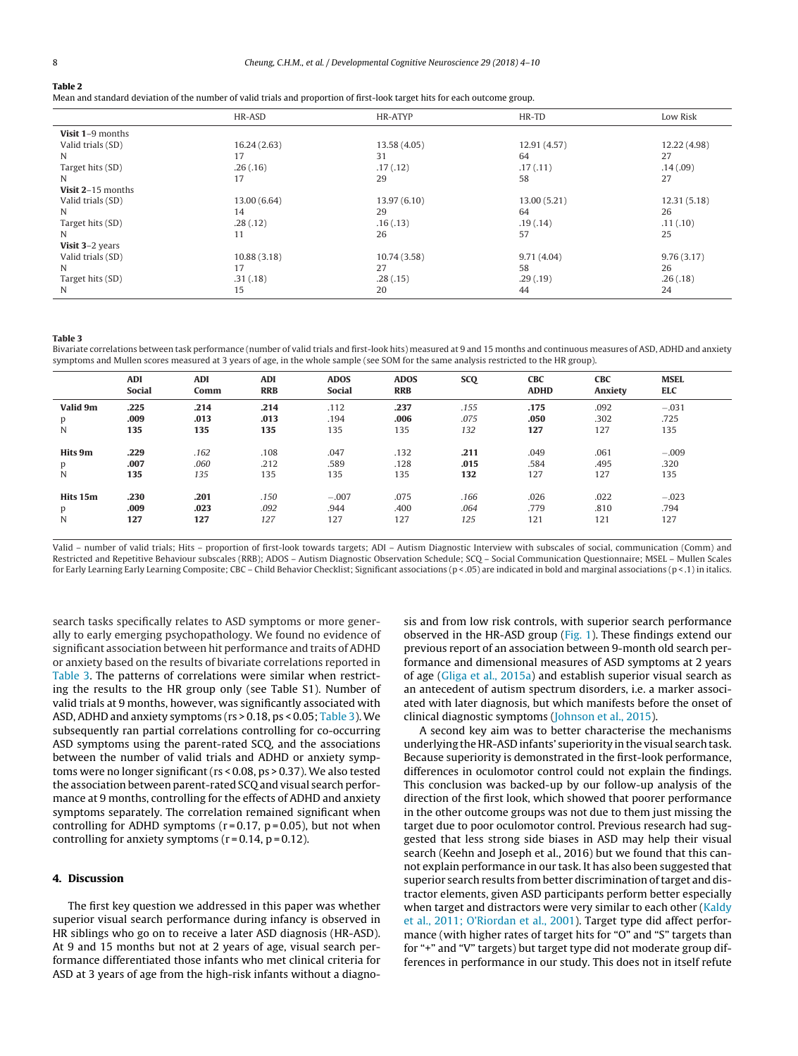**Table 2**
Mean and standard deviation of the number of valid trials and proportion of first-look target hits for each outcome group.

| | HR-ASD | HR-ATYP | HR-TD | Low Risk |
|---|---|---|---|---|
| **Visit 1**–9 months | | | | |
| Valid trials (SD) | 16.24 (2.63) | 13.58 (4.05) | 12.91 (4.57) | 12.22 (4.98) |
| N | 17 | 31 | 64 | 27 |
| Target hits (SD) | .26 (.16) | .17 (.12) | .17 (.11) | .14 (.09) |
| N | 17 | 29 | 58 | 27 |
| **Visit 2**–15 months | | | | |
| Valid trials (SD) | 13.00 (6.64) | 13.97 (6.10) | 13.00 (5.21) | 12.31 (5.18) |
| N | 14 | 29 | 64 | 26 |
| Target hits (SD) | .28 (.12) | .16 (.13) | .19 (.14) | .11 (.10) |
| N | 11 | 26 | 57 | 25 |
| **Visit 3**–2 years | | | | |
| Valid trials (SD) | 10.88 (3.18) | 10.74 (3.58) | 9.71 (4.04) | 9.76 (3.17) |
| N | 17 | 27 | 58 | 26 |
| Target hits (SD) | .31 (.18) | .28 (.15) | .29 (.19) | .26 (.18) |
| N | 15 | 20 | 44 | 24 |

**Table 3**
Bivariate correlations between task performance (number of valid trials and first-look hits) measured at 9 and 15 months and continuous measures of ASD, ADHD and anxiety symptoms and Mullen scores measured at 3 years of age, in the whole sample (see SOM for the same analysis restricted to the HR group).

| | **ADI Social** | **ADI Comm** | **ADI RRB** | **ADOS Social** | **ADOS RRB** | **SCQ** | **CBC ADHD** | **CBC Anxiety** | **MSEL ELC** |
|---|---|---|---|---|---|---|---|---|---|
| **Valid 9m** | **.225** | **.214** | **.214** | .112 | **.237** | *.155* | **.175** | .092 | −.031 |
| p | **.009** | **.013** | **.013** | .194 | **.006** | *.075* | **.050** | .302 | .725 |
| N | **135** | **135** | **135** | 135 | **135** | *132* | **127** | 127 | 135 |
| **Hits 9m** | **.229** | *.162* | .108 | .047 | .132 | **.211** | .049 | .061 | −.009 |
| p | **.007** | *.060* | .212 | .589 | .128 | **.015** | .584 | .495 | .320 |
| N | **135** | *135* | 135 | 135 | 135 | **132** | 127 | 127 | 135 |
| **Hits 15m** | **.230** | **.201** | *.150* | −.007 | .075 | *.166* | .026 | .022 | −.023 |
| p | **.009** | **.023** | *.092* | .944 | .400 | *.064* | .779 | .810 | .794 |
| N | **127** | **127** | *127* | 127 | 127 | *125* | 121 | 121 | 127 |

Valid – number of valid trials; Hits – proportion of first-look towards targets; ADI – Autism Diagnostic Interview with subscales of social, communication (Comm) and Restricted and Repetitive Behaviour subscales (RRB); ADOS – Autism Diagnostic Observation Schedule; SCQ – Social Communication Questionnaire; MSEL – Mullen Scales for Early Learning Early Learning Composite; CBC – Child Behavior Checklist; Significant associations ($p < .05$) are indicated in bold and marginal associations ($p < .1$) in italics.

search tasks specifically relates to ASD symptoms or more generally to early emerging psychopathology. We found no evidence of significant association between hit performance and traits of ADHD or anxiety based on the results of bivariate correlations reported in Table 3. The patterns of correlations were similar when restricting the results to the HR group only (see Table S1). Number of valid trials at 9 months, however, was significantly associated with ASD, ADHD and anxiety symptoms ($rs > 0.18$, $ps < 0.05$; Table 3). We subsequently ran partial correlations controlling for co-occurring ASD symptoms using the parent-rated SCQ, and the associations between the number of valid trials and ADHD or anxiety symptoms were no longer significant ($rs < 0.08$, $ps > 0.37$). We also tested the association between parent-rated SCQ and visual search performance at 9 months, controlling for the effects of ADHD and anxiety symptoms separately. The correlation remained significant when controlling for ADHD symptoms ($r = 0.17$, $p = 0.05$), but not when controlling for anxiety symptoms ($r = 0.14$, $p = 0.12$).

## 4. Discussion

The first key question we addressed in this paper was whether superior visual search performance during infancy is observed in HR siblings who go on to receive a later ASD diagnosis (HR-ASD). At 9 and 15 months but not at 2 years of age, visual search performance differentiated those infants who met clinical criteria for ASD at 3 years of age from the high-risk infants without a diagnosis and from low risk controls, with superior search performance observed in the HR-ASD group (Fig. 1). These findings extend our previous report of an association between 9-month old search performance and dimensional measures of ASD symptoms at 2 years of age (Gliga et al., 2015a) and establish superior visual search as an antecedent of autism spectrum disorders, i.e. a marker associated with later diagnosis, but which manifests before the onset of clinical diagnostic symptoms (Johnson et al., 2015).

A second key aim was to better characterise the mechanisms underlying the HR-ASD infants' superiority in the visual search task. Because superiority is demonstrated in the first-look performance, differences in oculomotor control could not explain the findings. This conclusion was backed-up by our follow-up analysis of the direction of the first look, which showed that poorer performance in the other outcome groups was not due to them just missing the target due to poor oculomotor control. Previous research had suggested that less strong side biases in ASD may help their visual search (Keehn and Joseph et al., 2016) but we found that this cannot explain performance in our task. It has also been suggested that superior search results from better discrimination of target and distractor elements, given ASD participants perform better especially when target and distractors were very similar to each other (Kaldy et al., 2011; O'Riordan et al., 2001). Target type did affect performance (with higher rates of target hits for "O" and "S" targets than for "+" and "V" targets) but target type did not moderate group differences in performance in our study. This does not in itself refute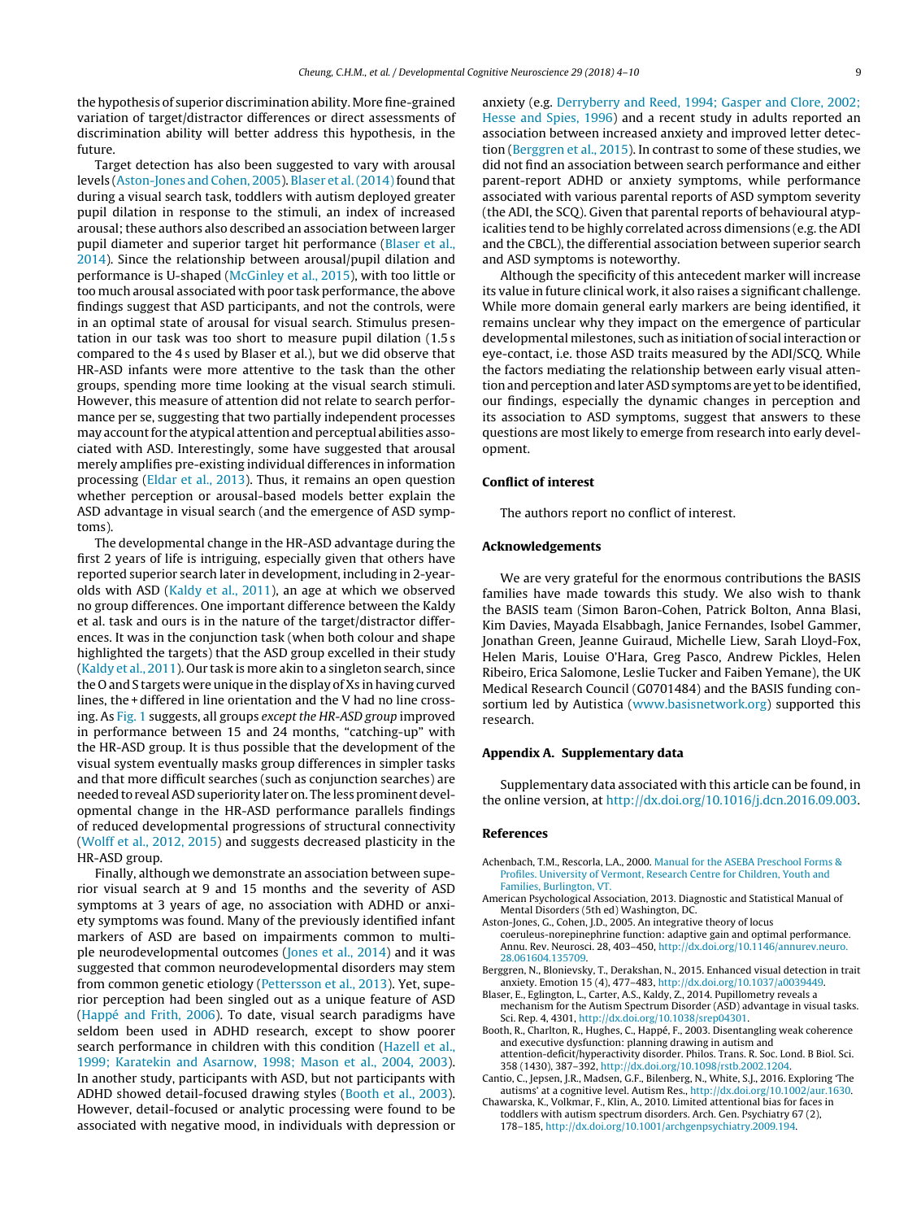the hypothesis of superior discrimination ability. More fine-grained variation of target/distractor differences or direct assessments of discrimination ability will better address this hypothesis, in the future.

Target detection has also been suggested to vary with arousal levels (Aston-Jones and Cohen, 2005). Blaser et al. (2014) found that during a visual search task, toddlers with autism deployed greater pupil dilation in response to the stimuli, an index of increased arousal; these authors also described an association between larger pupil diameter and superior target hit performance (Blaser et al., 2014). Since the relationship between arousal/pupil dilation and performance is U-shaped (McGinley et al., 2015), with too little or too much arousal associated with poor task performance, the above findings suggest that ASD participants, and not the controls, were in an optimal state of arousal for visual search. Stimulus presentation in our task was too short to measure pupil dilation (1.5 s compared to the 4 s used by Blaser et al.), but we did observe that HR-ASD infants were more attentive to the task than the other groups, spending more time looking at the visual search stimuli. However, this measure of attention did not relate to search performance per se, suggesting that two partially independent processes may account for the atypical attention and perceptual abilities associated with ASD. Interestingly, some have suggested that arousal merely amplifies pre-existing individual differences in information processing (Eldar et al., 2013). Thus, it remains an open question whether perception or arousal-based models better explain the ASD advantage in visual search (and the emergence of ASD symptoms).

The developmental change in the HR-ASD advantage during the first 2 years of life is intriguing, especially given that others have reported superior search later in development, including in 2-year-olds with ASD (Kaldy et al., 2011), an age at which we observed no group differences. One important difference between the Kaldy et al. task and ours is in the nature of the target/distractor differences. It was in the conjunction task (when both colour and shape highlighted the targets) that the ASD group excelled in their study (Kaldy et al., 2011). Our task is more akin to a singleton search, since the O and S targets were unique in the display of Xs in having curved lines, the + differed in line orientation and the V had no line crossing. As Fig. 1 suggests, all groups *except the HR-ASD group* improved in performance between 15 and 24 months, "catching-up" with the HR-ASD group. It is thus possible that the development of the visual system eventually masks group differences in simpler tasks and that more difficult searches (such as conjunction searches) are needed to reveal ASD superiority later on. The less prominent developmental change in the HR-ASD performance parallels findings of reduced developmental progressions of structural connectivity (Wolff et al., 2012, 2015) and suggests decreased plasticity in the HR-ASD group.

Finally, although we demonstrate an association between superior visual search at 9 and 15 months and the severity of ASD symptoms at 3 years of age, no association with ADHD or anxiety symptoms was found. Many of the previously identified infant markers of ASD are based on impairments common to multiple neurodevelopmental outcomes (Jones et al., 2014) and it was suggested that common neurodevelopmental disorders may stem from common genetic etiology (Pettersson et al., 2013). Yet, superior perception had been singled out as a unique feature of ASD (Happé and Frith, 2006). To date, visual search paradigms have seldom been used in ADHD research, except to show poorer search performance in children with this condition (Hazell et al., 1999; Karatekin and Asarnow, 1998; Mason et al., 2004, 2003). In another study, participants with ASD, but not participants with ADHD showed detail-focused drawing styles (Booth et al., 2003). However, detail-focused or analytic processing were found to be associated with negative mood, in individuals with depression or anxiety (e.g. Derryberry and Reed, 1994; Gasper and Clore, 2002; Hesse and Spies, 1996) and a recent study in adults reported an association between increased anxiety and improved letter detection (Berggren et al., 2015). In contrast to some of these studies, we did not find an association between search performance and either parent-report ADHD or anxiety symptoms, while performance associated with various parental reports of ASD symptom severity (the ADI, the SCQ). Given that parental reports of behavioural atypicalities tend to be highly correlated across dimensions (e.g. the ADI and the CBCL), the differential association between superior search and ASD symptoms is noteworthy.

Although the specificity of this antecedent marker will increase its value in future clinical work, it also raises a significant challenge. While more domain general early markers are being identified, it remains unclear why they impact on the emergence of particular developmental milestones, such as initiation of social interaction or eye-contact, i.e. those ASD traits measured by the ADI/SCQ. While the factors mediating the relationship between early visual attention and perception and later ASD symptoms are yet to be identified, our findings, especially the dynamic changes in perception and its association to ASD symptoms, suggest that answers to these questions are most likely to emerge from research into early development.

## Conflict of interest

The authors report no conflict of interest.

## Acknowledgements

We are very grateful for the enormous contributions the BASIS families have made towards this study. We also wish to thank the BASIS team (Simon Baron-Cohen, Patrick Bolton, Anna Blasi, Kim Davies, Mayada Elsabbagh, Janice Fernandes, Isobel Gammer, Jonathan Green, Jeanne Guiraud, Michelle Liew, Sarah Lloyd-Fox, Helen Maris, Louise O'Hara, Greg Pasco, Andrew Pickles, Helen Ribeiro, Erica Salomone, Leslie Tucker and Faiben Yemane), the UK Medical Research Council (G0701484) and the BASIS funding consortium led by Autistica (www.basisnetwork.org) supported this research.

## Appendix A. Supplementary data

Supplementary data associated with this article can be found, in the online version, at http://dx.doi.org/10.1016/j.dcn.2016.09.003.

## References

Achenbach, T.M., Rescorla, L.A., 2000. Manual for the ASEBA Preschool Forms & Profiles. University of Vermont, Research Centre for Children, Youth and Families, Burlington, VT.

American Psychological Association, 2013. Diagnostic and Statistical Manual of Mental Disorders (5th ed) Washington, DC.

Aston-Jones, G., Cohen, J.D., 2005. An integrative theory of locus coeruleus-norepinephrine function: adaptive gain and optimal performance. Annu. Rev. Neurosci. 28, 403–450, http://dx.doi.org/10.1146/annurev.neuro.28.061604.135709.

Berggren, N., Blonievsky, T., Derakshan, N., 2015. Enhanced visual detection in trait anxiety. Emotion 15 (4), 477–483, http://dx.doi.org/10.1037/a0039449.

Blaser, E., Eglington, L., Carter, A.S., Kaldy, Z., 2014. Pupillometry reveals a mechanism for the Autism Spectrum Disorder (ASD) advantage in visual tasks. Sci. Rep. 4, 4301, http://dx.doi.org/10.1038/srep04301.

Booth, R., Charlton, R., Hughes, C., Happé, F., 2003. Disentangling weak coherence and executive dysfunction: planning drawing in autism and attention-deficit/hyperactivity disorder. Philos. Trans. R. Soc. Lond. B Biol. Sci. 358 (1430), 387–392, http://dx.doi.org/10.1098/rstb.2002.1204.

Cantio, C., Jepsen, J.R., Madsen, G.F., Bilenberg, N., White, S.J., 2016. Exploring 'The autisms' at a cognitive level. Autism Res., http://dx.doi.org/10.1002/aur.1630.

Chawarska, K., Volkmar, F., Klin, A., 2010. Limited attentional bias for faces in toddlers with autism spectrum disorders. Arch. Gen. Psychiatry 67 (2), 178–185, http://dx.doi.org/10.1001/archgenpsychiatry.2009.194.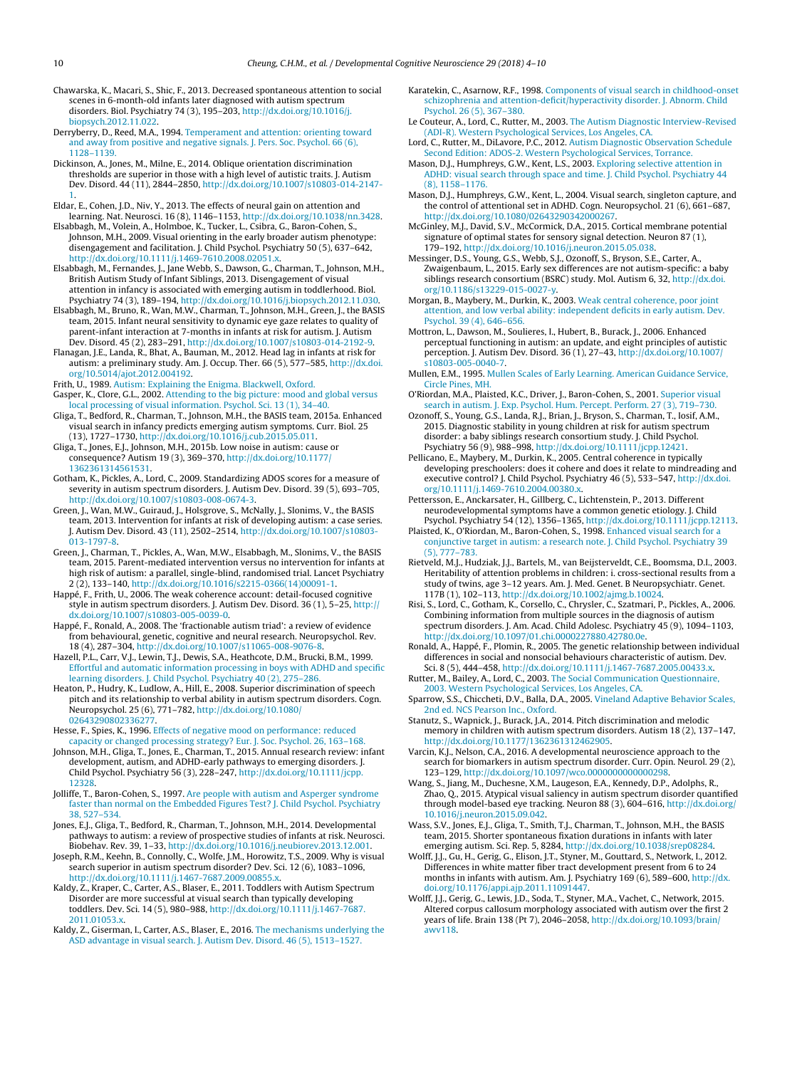Chawarska, K., Macari, S., Shic, F., 2013. Decreased spontaneous attention to social scenes in 6-month-old infants later diagnosed with autism spectrum disorders. Biol. Psychiatry 74 (3), 195–203, http://dx.doi.org/10.1016/j.biopsych.2012.11.022.

Derryberry, D., Reed, M.A., 1994. Temperament and attention: orienting toward and away from positive and negative signals. J. Pers. Soc. Psychol. 66 (6), 1128–1139.

Dickinson, A., Jones, M., Milne, E., 2014. Oblique orientation discrimination thresholds are superior in those with a high level of autistic traits. J. Autism Dev. Disord. 44 (11), 2844–2850, http://dx.doi.org/10.1007/s10803-014-2147-1.

Eldar, E., Cohen, J.D., Niv, Y., 2013. The effects of neural gain on attention and learning. Nat. Neurosci. 16 (8), 1146–1153, http://dx.doi.org/10.1038/nn.3428.

Elsabbagh, M., Volein, A., Holmboe, K., Tucker, L., Csibra, G., Baron-Cohen, S., Johnson, M.H., 2009. Visual orienting in the early broader autism phenotype: disengagement and facilitation. J. Child Psychol. Psychiatry 50 (5), 637–642, http://dx.doi.org/10.1111/j.1469-7610.2008.02051.x.

Elsabbagh, M., Fernandes, J., Jane Webb, S., Dawson, G., Charman, T., Johnson, M.H., British Autism Study of Infant Siblings, 2013. Disengagement of visual attention in infancy is associated with emerging autism in toddlerhood. Biol. Psychiatry 74 (3), 189–194, http://dx.doi.org/10.1016/j.biopsych.2012.11.030.

Elsabbagh, M., Bruno, R., Wan, M.W., Charman, T., Johnson, M.H., Green, J., the BASIS team, 2015. Infant neural sensitivity to dynamic eye gaze relates to quality of parent-infant interaction at 7-months in infants at risk for autism. J. Autism Dev. Disord. 45 (2), 283–291, http://dx.doi.org/10.1007/s10803-014-2192-9.

Flanagan, J.E., Landa, R., Bhat, A., Bauman, M., 2012. Head lag in infants at risk for autism: a preliminary study. Am. J. Occup. Ther. 66 (5), 577–585, http://dx.doi.org/10.5014/ajot.2012.004192.

Frith, U., 1989. Autism: Explaining the Enigma. Blackwell, Oxford.

Gasper, K., Clore, G.L., 2002. Attending to the big picture: mood and global versus local processing of visual information. Psychol. Sci. 13 (1), 34–40.

Gliga, T., Bedford, R., Charman, T., Johnson, M.H., the BASIS team, 2015a. Enhanced visual search in infancy predicts emerging autism symptoms. Curr. Biol. 25 (13), 1727–1730, http://dx.doi.org/10.1016/j.cub.2015.05.011.

Gliga, T., Jones, E.J., Johnson, M.H., 2015b. Low noise in autism: cause or consequence? Autism 19 (3), 369–370, http://dx.doi.org/10.1177/1362361314561531.

Gotham, K., Pickles, A., Lord, C., 2009. Standardizing ADOS scores for a measure of severity in autism spectrum disorders. J. Autism Dev. Disord. 39 (5), 693–705, http://dx.doi.org/10.1007/s10803-008-0674-3.

Green, J., Wan, M.W., Guiraud, J., Holsgrove, S., McNally, J., Slonims, V., the BASIS team, 2013. Intervention for infants at risk of developing autism: a case series. J. Autism Dev. Disord. 43 (11), 2502–2514, http://dx.doi.org/10.1007/s10803-013-1797-8.

Green, J., Charman, T., Pickles, A., Wan, M.W., Elsabbagh, M., Slonims, V., the BASIS team, 2015. Parent-mediated intervention versus no intervention for infants at high risk of autism: a parallel, single-blind, randomised trial. Lancet Psychiatry 2 (2), 133–140, http://dx.doi.org/10.1016/s2215-0366(14)00091-1.

Happé, F., Frith, U., 2006. The weak coherence account: detail-focused cognitive style in autism spectrum disorders. J. Autism Dev. Disord. 36 (1), 5–25, http://dx.doi.org/10.1007/s10803-005-0039-0.

Happé, F., Ronald, A., 2008. The 'fractionable autism triad': a review of evidence from behavioural, genetic, cognitive and neural research. Neuropsychol. Rev. 18 (4), 287–304, http://dx.doi.org/10.1007/s11065-008-9076-8.

Hazell, P.L., Carr, V.J., Lewin, T.J., Dewis, S.A., Heathcote, D.M., Brucki, B.M., 1999. Effortful and automatic information processing in boys with ADHD and specific learning disorders. J. Child Psychol. Psychiatry 40 (2), 275–286.

Heaton, P., Hudry, K., Ludlow, A., Hill, E., 2008. Superior discrimination of speech pitch and its relationship to verbal ability in autism spectrum disorders. Cogn. Neuropsychol. 25 (6), 771–782, http://dx.doi.org/10.1080/02643290802336277.

Hesse, F., Spies, K., 1996. Effects of negative mood on performance: reduced capacity or changed processing strategy? Eur. J. Soc. Psychol. 26, 163–168.

Johnson, M.H., Gliga, T., Jones, E., Charman, T., 2015. Annual research review: infant development, autism, and ADHD-early pathways to emerging disorders. J. Child Psychol. Psychiatry 56 (3), 228–247, http://dx.doi.org/10.1111/jcpp.12328.

Jolliffe, T., Baron-Cohen, S., 1997. Are people with autism and Asperger syndrome faster than normal on the Embedded Figures Test? J. Child Psychol. Psychiatry 38, 527–534.

Jones, E.J., Gliga, T., Bedford, R., Charman, T., Johnson, M.H., 2014. Developmental pathways to autism: a review of prospective studies of infants at risk. Neurosci. Biobehav. Rev. 39, 1–33, http://dx.doi.org/10.1016/j.neubiorev.2013.12.001.

Joseph, R.M., Keehn, B., Connolly, C., Wolfe, J.M., Horowitz, T.S., 2009. Why is visual search superior in autism spectrum disorder? Dev. Sci. 12 (6), 1083–1096, http://dx.doi.org/10.1111/j.1467-7687.2009.00855.x.

Kaldy, Z., Kraper, C., Carter, A.S., Blaser, E., 2011. Toddlers with Autism Spectrum Disorder are more successful at visual search than typically developing toddlers. Dev. Sci. 14 (5), 980–988, http://dx.doi.org/10.1111/j.1467-7687.2011.01053.x.

Kaldy, Z., Giserman, I., Carter, A.S., Blaser, E., 2016. The mechanisms underlying the ASD advantage in visual search. J. Autism Dev. Disord. 46 (5), 1513–1527.

Karatekin, C., Asarnow, R.F., 1998. Components of visual search in childhood-onset schizophrenia and attention-deficit/hyperactivity disorder. J. Abnorm. Child Psychol. 26 (5), 367–380.

Le Couteur, A., Lord, C., Rutter, M., 2003. The Autism Diagnostic Interview-Revised (ADI-R). Western Psychological Services, Los Angeles, CA.

Lord, C., Rutter, M., DiLavore, P.C., 2012. Autism Diagnostic Observation Schedule Second Edition: ADOS-2. Western Psychological Services, Torrance.

Mason, D.J., Humphreys, G.W., Kent, L.S., 2003. Exploring selective attention in ADHD: visual search through space and time. J. Child Psychol. Psychiatry 44 (8), 1158–1176.

Mason, D.J., Humphreys, G.W., Kent, L., 2004. Visual search, singleton capture, and the control of attentional set in ADHD. Cogn. Neuropsychol. 21 (6), 661–687, http://dx.doi.org/10.1080/02643290342000267.

McGinley, M.J., David, S.V., McCormick, D.A., 2015. Cortical membrane potential signature of optimal states for sensory signal detection. Neuron 87 (1), 179–192, http://dx.doi.org/10.1016/j.neuron.2015.05.038.

Messinger, D.S., Young, G.S., Webb, S.J., Ozonoff, S., Bryson, S.E., Carter, A., Zwaigenbaum, L., 2015. Early sex differences are not autism-specific: a baby siblings research consortium (BSRC) study. Mol. Autism 6, 32, http://dx.doi.org/10.1186/s13229-015-0027-y.

Morgan, B., Maybery, M., Durkin, K., 2003. Weak central coherence, poor joint attention, and low verbal ability: independent deficits in early autism. Dev. Psychol. 39 (4), 646–656.

Mottron, L., Dawson, M., Soulieres, I., Hubert, B., Burack, J., 2006. Enhanced perceptual functioning in autism: an update, and eight principles of autistic perception. J. Autism Dev. Disord. 36 (1), 27–43, http://dx.doi.org/10.1007/s10803-005-0040-7.

Mullen, E.M., 1995. Mullen Scales of Early Learning. American Guidance Service, Circle Pines, MH.

O'Riordan, M.A., Plaisted, K.C., Driver, J., Baron-Cohen, S., 2001. Superior visual search in autism. J. Exp. Psychol. Hum. Percept. Perform. 27 (3), 719–730.

Ozonoff, S., Young, G.S., Landa, R.J., Brian, J., Bryson, S., Charman, T., Iosif, A.M., 2015. Diagnostic stability in young children at risk for autism spectrum disorder: a baby siblings research consortium study. J. Child Psychol. Psychiatry 56 (9), 988–998, http://dx.doi.org/10.1111/jcpp.12421.

Pellicano, E., Maybery, M., Durkin, K., 2005. Central coherence in typically developing preschoolers: does it cohere and does it relate to mindreading and executive control? J. Child Psychol. Psychiatry 46 (5), 533–547, http://dx.doi.org/10.1111/j.1469-7610.2004.00380.x.

Pettersson, E., Anckarsater, H., Gillberg, C., Lichtenstein, P., 2013. Different neurodevelopmental symptoms have a common genetic etiology. J. Child Psychol. Psychiatry 54 (12), 1356–1365, http://dx.doi.org/10.1111/jcpp.12113.

Plaisted, K., O'Riordan, M., Baron-Cohen, S., 1998. Enhanced visual search for a conjunctive target in autism: a research note. J. Child Psychol. Psychiatry 39 (5), 777–783.

Rietveld, M.J., Hudziak, J.J., Bartels, M., van Beijsterveldt, C.E., Boomsma, D.I., 2003. Heritability of attention problems in children: i. cross-sectional results from a study of twins, age 3–12 years. Am. J. Med. Genet. B Neuropsychiatr. Genet. 117B (1), 102–113, http://dx.doi.org/10.1002/ajmg.b.10024.

Risi, S., Lord, C., Gotham, K., Corsello, C., Chrysler, C., Szatmari, P., Pickles, A., 2006. Combining information from multiple sources in the diagnosis of autism spectrum disorders. J. Am. Acad. Child Adolesc. Psychiatry 45 (9), 1094–1103, http://dx.doi.org/10.1097/01.chi.0000227880.42780.0e.

Ronald, A., Happé, F., Plomin, R., 2005. The genetic relationship between individual differences in social and nonsocial behaviours characteristic of autism. Dev. Sci. 8 (5), 444–458, http://dx.doi.org/10.1111/j.1467-7687.2005.00433.x.

Rutter, M., Bailey, A., Lord, C., 2003. The Social Communication Questionnaire, 2003. Western Psychological Services, Los Angeles, CA.

Sparrow, S.S., Chiccheti, D.V., Balla, D.A., 2005. Vineland Adaptive Behavior Scales, 2nd ed. NCS Pearson Inc., Oxford.

Stanutz, S., Wapnick, J., Burack, J.A., 2014. Pitch discrimination and melodic memory in children with autism spectrum disorders. Autism 18 (2), 137–147, http://dx.doi.org/10.1177/1362361312462905.

Varcin, K.J., Nelson, C.A., 2016. A developmental neuroscience approach to the search for biomarkers in autism spectrum disorder. Curr. Opin. Neurol. 29 (2), 123–129, http://dx.doi.org/10.1097/wco.0000000000000298.

Wang, S., Jiang, M., Duchesne, X.M., Laugeson, E.A., Kennedy, D.P., Adolphs, R., Zhao, Q., 2015. Atypical visual saliency in autism spectrum disorder quantified through model-based eye tracking. Neuron 88 (3), 604–616, http://dx.doi.org/10.1016/j.neuron.2015.09.042.

Wass, S.V., Jones, E.J., Gliga, T., Smith, T.J., Charman, T., Johnson, M.H., the BASIS team, 2015. Shorter spontaneous fixation durations in infants with later emerging autism. Sci. Rep. 5, 8284, http://dx.doi.org/10.1038/srep08284.

Wolff, J.J., Gu, H., Gerig, G., Elison, J.T., Styner, M., Gouttard, S., Network, I., 2012. Differences in white matter fiber tract development present from 6 to 24 months in infants with autism. Am. J. Psychiatry 169 (6), 589–600, http://dx.doi.org/10.1176/appi.ajp.2011.11091447.

Wolff, J.J., Gerig, G., Lewis, J.D., Soda, T., Styner, M.A., Vachet, C., Network, 2015. Altered corpus callosum morphology associated with autism over the first 2 years of life. Brain 138 (Pt 7), 2046–2058, http://dx.doi.org/10.1093/brain/awv118.